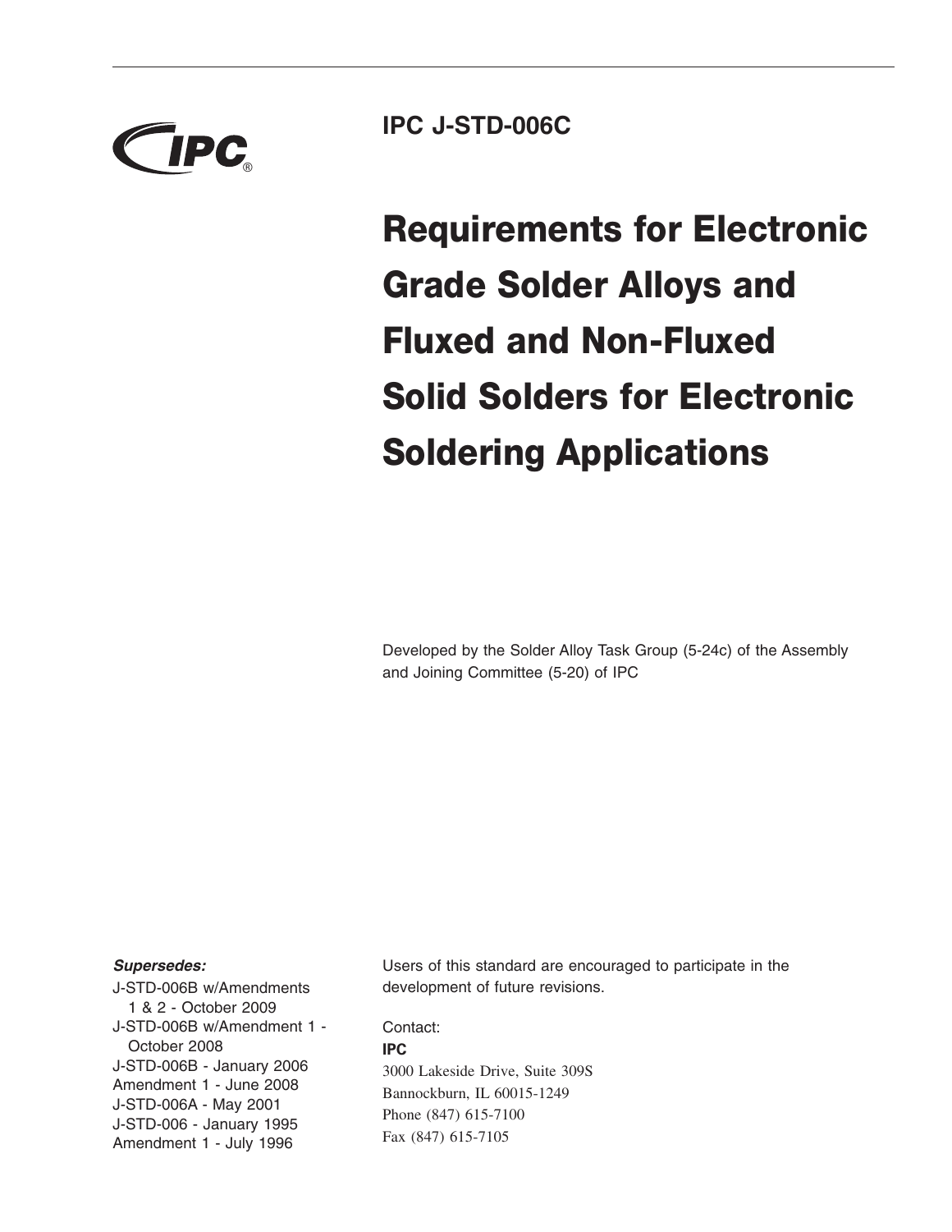IPC®

**IPC J-STD-006C**

# Requirements for Electronic Grade Solder Alloys and Fluxed and Non-Fluxed Solid Solders for Electronic Soldering Applications

Developed by the Solder Alloy Task Group (5-24c) of the Assembly and Joining Committee (5-20) of IPC

***Supersedes:***

J-STD-006B w/Amendments 1 & 2 - October 2009
J-STD-006B w/Amendment 1 - October 2008
J-STD-006B - January 2006
Amendment 1 - June 2008
J-STD-006A - May 2001
J-STD-006 - January 1995
Amendment 1 - July 1996

Users of this standard are encouraged to participate in the development of future revisions.

Contact:

**IPC**
3000 Lakeside Drive, Suite 309S
Bannockburn, IL 60015-1249
Phone (847) 615-7100
Fax (847) 615-7105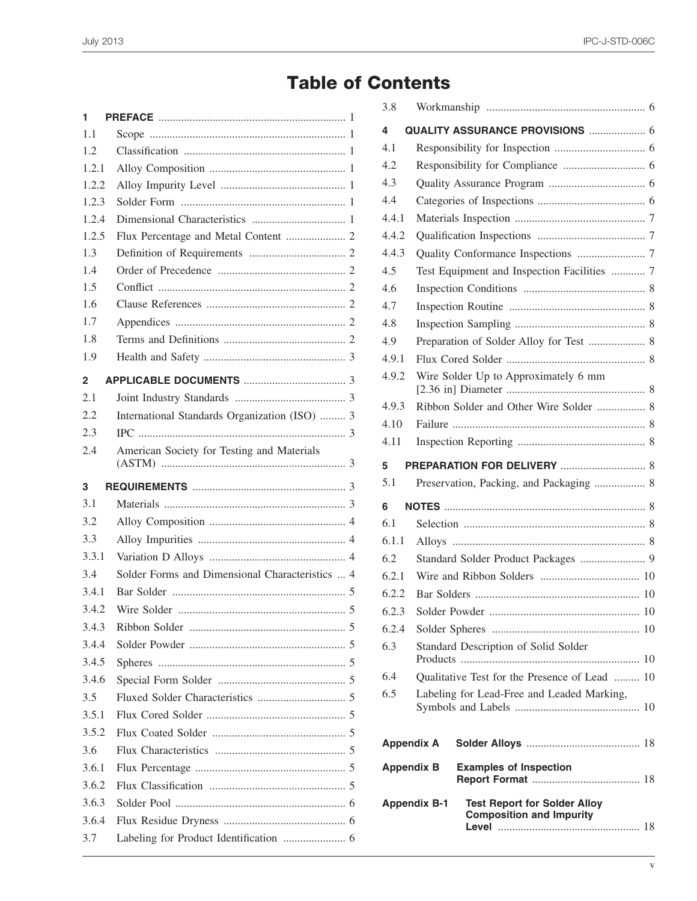# Table of Contents

**1 PREFACE** .................................................................. 1

1.1 Scope .................................................................... 1

1.2 Classification ......................................................... 1

1.2.1 Alloy Composition ................................................ 1

1.2.2 Alloy Impurity Level ............................................ 1

1.2.3 Solder Form .......................................................... 1

1.2.4 Dimensional Characteristics ................................. 1

1.2.5 Flux Percentage and Metal Content ..................... 2

1.3 Definition of Requirements .................................. 2

1.4 Order of Precedence ............................................. 2

1.5 Conflict ................................................................. 2

1.6 Clause References ................................................. 2

1.7 Appendices ............................................................ 2

1.8 Terms and Definitions ........................................... 2

1.9 Health and Safety .................................................. 3

**2 APPLICABLE DOCUMENTS** .................................... 3

2.1 Joint Industry Standards ....................................... 3

2.2 International Standards Organization (ISO) ......... 3

2.3 IPC ......................................................................... 3

2.4 American Society for Testing and Materials (ASTM) ................................................................ 3

**3 REQUIREMENTS** ...................................................... 3

3.1 Materials ................................................................ 3

3.2 Alloy Composition ................................................ 4

3.3 Alloy Impurities .................................................... 4

3.3.1 Variation D Alloys ................................................ 4

3.4 Solder Forms and Dimensional Characteristics ... 4

3.4.1 Bar Solder ............................................................. 5

3.4.2 Wire Solder ........................................................... 5

3.4.3 Ribbon Solder ....................................................... 5

3.4.4 Solder Powder ....................................................... 5

3.4.5 Spheres ................................................................. 5

3.4.6 Special Form Solder ............................................. 5

3.5 Fluxed Solder Characteristics ............................... 5

3.5.1 Flux Cored Solder ................................................. 5

3.5.2 Flux Coated Solder ............................................... 5

3.6 Flux Characteristics .............................................. 5

3.6.1 Flux Percentage ..................................................... 5

3.6.2 Flux Classification ................................................ 5

3.6.3 Solder Pool ............................................................ 6

3.6.4 Flux Residue Dryness ........................................... 6

3.7 Labeling for Product Identification ...................... 6

3.8 Workmanship ........................................................ 6

**4 QUALITY ASSURANCE PROVISIONS** .................... 6

4.1 Responsibility for Inspection ................................ 6

4.2 Responsibility for Compliance ............................. 6

4.3 Quality Assurance Program .................................. 6

4.4 Categories of Inspections ...................................... 6

4.4.1 Materials Inspection .............................................. 7

4.4.2 Qualification Inspections ...................................... 7

4.4.3 Quality Conformance Inspections ........................ 7

4.5 Test Equipment and Inspection Facilities ............ 7

4.6 Inspection Conditions ........................................... 8

4.7 Inspection Routine ................................................ 8

4.8 Inspection Sampling .............................................. 8

4.9 Preparation of Solder Alloy for Test .................... 8

4.9.1 Flux Cored Solder ................................................. 8

4.9.2 Wire Solder Up to Approximately 6 mm [2.36 in] Diameter ................................................. 8

4.9.3 Ribbon Solder and Other Wire Solder ................. 8

4.10 Failure .................................................................... 8

4.11 Inspection Reporting ............................................. 8

**5 PREPARATION FOR DELIVERY** .............................. 8

5.1 Preservation, Packing, and Packaging .................. 8

**6 NOTES** ....................................................................... 8

6.1 Selection ................................................................ 8

6.1.1 Alloys .................................................................... 8

6.2 Standard Solder Product Packages ....................... 9

6.2.1 Wire and Ribbon Solders ................................... 10

6.2.2 Bar Solders .......................................................... 10

6.2.3 Solder Powder ..................................................... 10

6.2.4 Solder Spheres .................................................... 10

6.3 Standard Description of Solid Solder Products ............................................................... 10

6.4 Qualitative Test for the Presence of Lead ......... 10

6.5 Labeling for Lead-Free and Leaded Marking, Symbols and Labels ............................................ 10

**Appendix A Solder Alloys** ........................................ 18

**Appendix B Examples of Inspection Report Format** ...................................... 18

**Appendix B-1 Test Report for Solder Alloy Composition and Impurity Level** .................................................. 18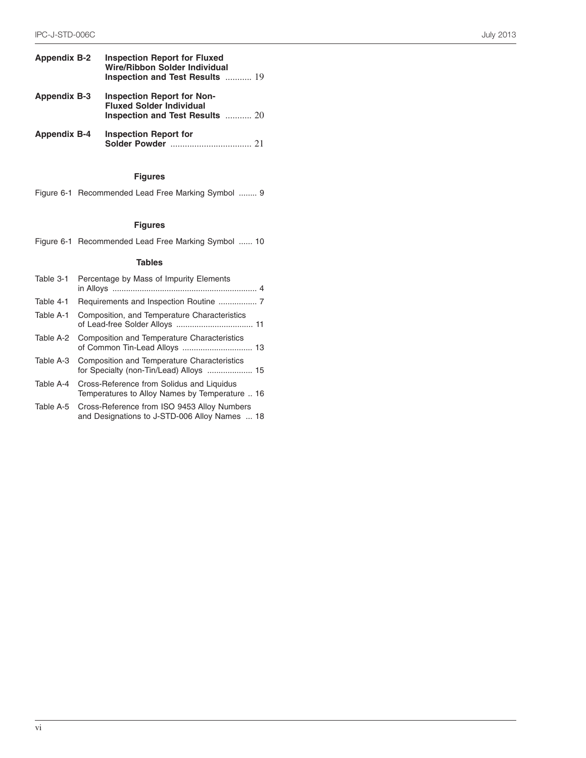| | | |
|---|---|---|
| **Appendix B-2** | **Inspection Report for Fluxed Wire/Ribbon Solder Individual Inspection and Test Results** | 19 |
| **Appendix B-3** | **Inspection Report for Non-Fluxed Solder Individual Inspection and Test Results** | 20 |
| **Appendix B-4** | **Inspection Report for Solder Powder** | 21 |

### Figures

Figure 6-1 Recommended Lead Free Marking Symbol ........ 9

### Figures

Figure 6-1 Recommended Lead Free Marking Symbol ...... 10

### Tables

| | | |
|---|---|---|
| Table 3-1 | Percentage by Mass of Impurity Elements in Alloys | 4 |
| Table 4-1 | Requirements and Inspection Routine | 7 |
| Table A-1 | Composition, and Temperature Characteristics of Lead-free Solder Alloys | 11 |
| Table A-2 | Composition and Temperature Characteristics of Common Tin-Lead Alloys | 13 |
| Table A-3 | Composition and Temperature Characteristics for Specialty (non-Tin/Lead) Alloys | 15 |
| Table A-4 | Cross-Reference from Solidus and Liquidus Temperatures to Alloy Names by Temperature | 16 |
| Table A-5 | Cross-Reference from ISO 9453 Alloy Numbers and Designations to J-STD-006 Alloy Names | 18 |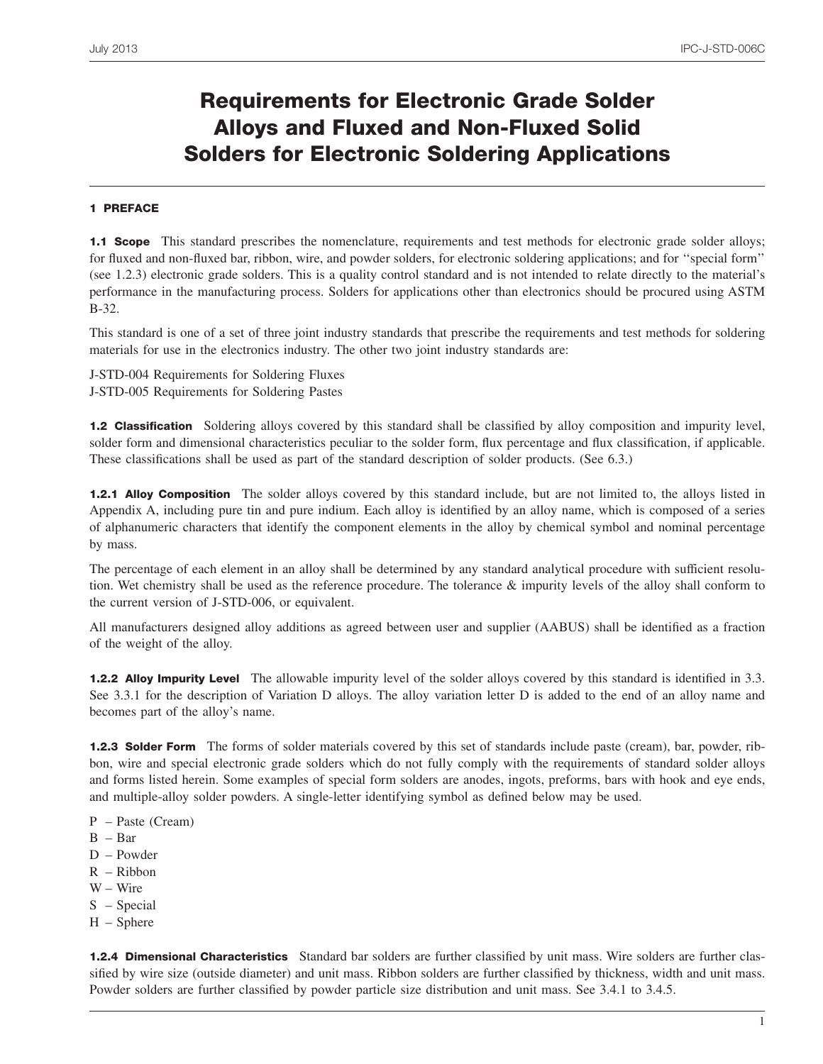# Requirements for Electronic Grade Solder Alloys and Fluxed and Non-Fluxed Solid Solders for Electronic Soldering Applications

## 1 PREFACE

**1.1 Scope** This standard prescribes the nomenclature, requirements and test methods for electronic grade solder alloys; for fluxed and non-fluxed bar, ribbon, wire, and powder solders, for electronic soldering applications; and for ''special form'' (see 1.2.3) electronic grade solders. This is a quality control standard and is not intended to relate directly to the material's performance in the manufacturing process. Solders for applications other than electronics should be procured using ASTM B-32.

This standard is one of a set of three joint industry standards that prescribe the requirements and test methods for soldering materials for use in the electronics industry. The other two joint industry standards are:

J-STD-004 Requirements for Soldering Fluxes
J-STD-005 Requirements for Soldering Pastes

**1.2 Classification** Soldering alloys covered by this standard shall be classified by alloy composition and impurity level, solder form and dimensional characteristics peculiar to the solder form, flux percentage and flux classification, if applicable. These classifications shall be used as part of the standard description of solder products. (See 6.3.)

**1.2.1 Alloy Composition** The solder alloys covered by this standard include, but are not limited to, the alloys listed in Appendix A, including pure tin and pure indium. Each alloy is identified by an alloy name, which is composed of a series of alphanumeric characters that identify the component elements in the alloy by chemical symbol and nominal percentage by mass.

The percentage of each element in an alloy shall be determined by any standard analytical procedure with sufficient resolution. Wet chemistry shall be used as the reference procedure. The tolerance & impurity levels of the alloy shall conform to the current version of J-STD-006, or equivalent.

All manufacturers designed alloy additions as agreed between user and supplier (AABUS) shall be identified as a fraction of the weight of the alloy.

**1.2.2 Alloy Impurity Level** The allowable impurity level of the solder alloys covered by this standard is identified in 3.3. See 3.3.1 for the description of Variation D alloys. The alloy variation letter D is added to the end of an alloy name and becomes part of the alloy's name.

**1.2.3 Solder Form** The forms of solder materials covered by this set of standards include paste (cream), bar, powder, ribbon, wire and special electronic grade solders which do not fully comply with the requirements of standard solder alloys and forms listed herein. Some examples of special form solders are anodes, ingots, preforms, bars with hook and eye ends, and multiple-alloy solder powders. A single-letter identifying symbol as defined below may be used.

P – Paste (Cream)
B – Bar
D – Powder
R – Ribbon
W – Wire
S – Special
H – Sphere

**1.2.4 Dimensional Characteristics** Standard bar solders are further classified by unit mass. Wire solders are further classified by wire size (outside diameter) and unit mass. Ribbon solders are further classified by thickness, width and unit mass. Powder solders are further classified by powder particle size distribution and unit mass. See 3.4.1 to 3.4.5.